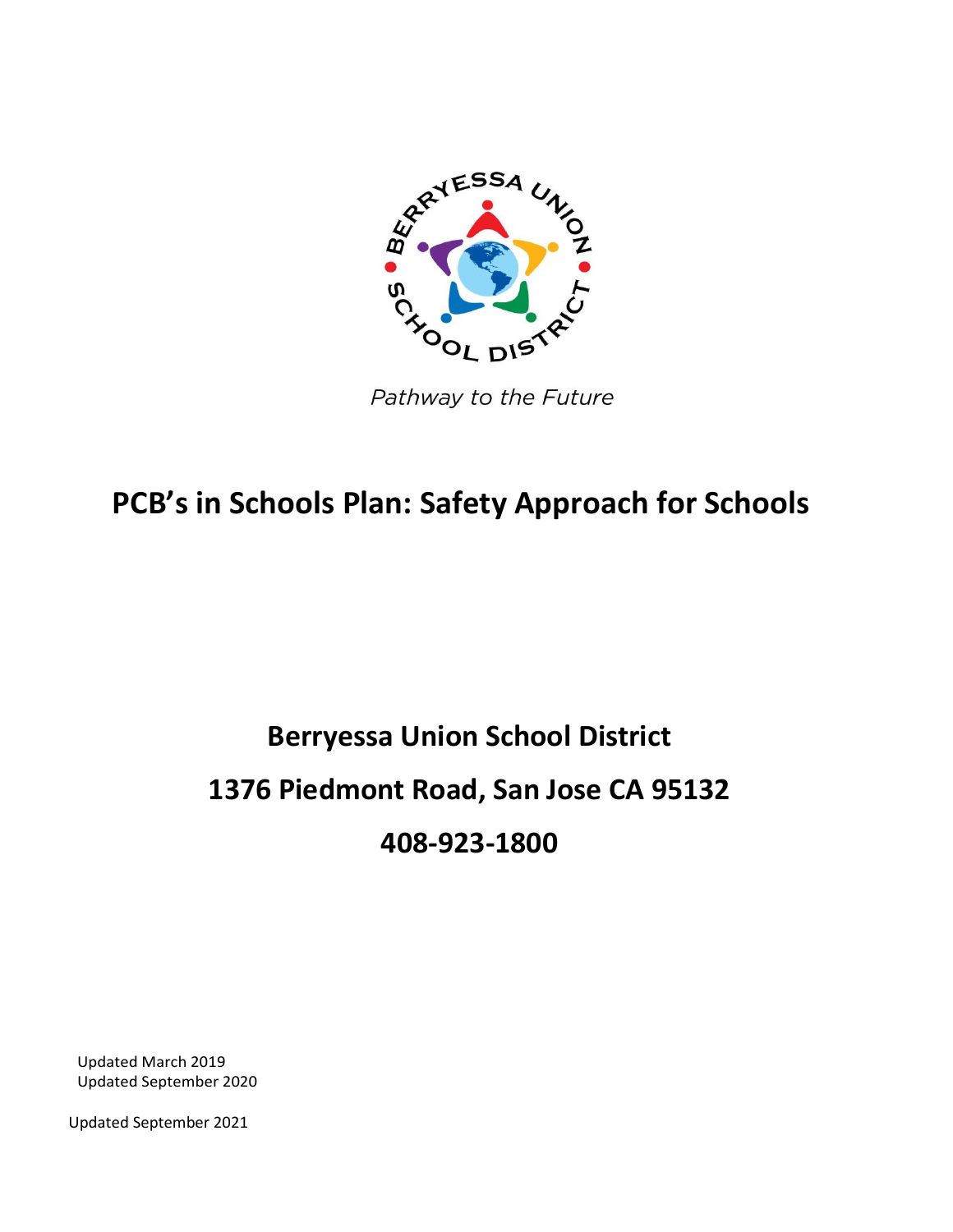BERRYESSA UNION SCHOOL DISTRICT

*Pathway to the Future*

# PCB's in Schools Plan: Safety Approach for Schools

## Berryessa Union School District

## 1376 Piedmont Road, San Jose CA 95132

## 408-923-1800

Updated March 2019
Updated September 2020

Updated September 2021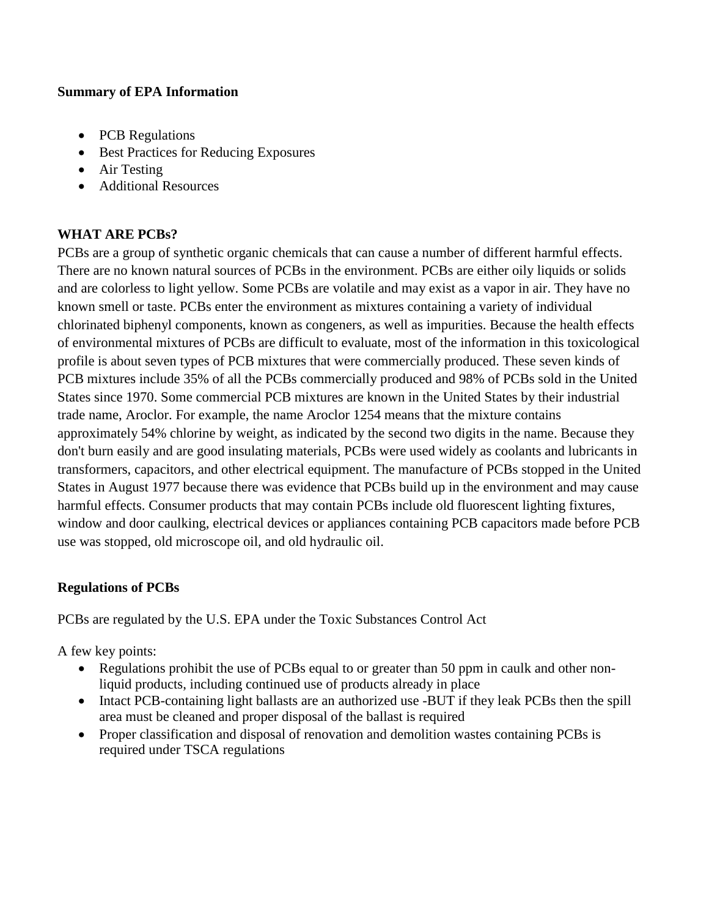**Summary of EPA Information**

- PCB Regulations
- Best Practices for Reducing Exposures
- Air Testing
- Additional Resources

**WHAT ARE PCBs?**

PCBs are a group of synthetic organic chemicals that can cause a number of different harmful effects. There are no known natural sources of PCBs in the environment. PCBs are either oily liquids or solids and are colorless to light yellow. Some PCBs are volatile and may exist as a vapor in air. They have no known smell or taste. PCBs enter the environment as mixtures containing a variety of individual chlorinated biphenyl components, known as congeners, as well as impurities. Because the health effects of environmental mixtures of PCBs are difficult to evaluate, most of the information in this toxicological profile is about seven types of PCB mixtures that were commercially produced. These seven kinds of PCB mixtures include 35% of all the PCBs commercially produced and 98% of PCBs sold in the United States since 1970. Some commercial PCB mixtures are known in the United States by their industrial trade name, Aroclor. For example, the name Aroclor 1254 means that the mixture contains approximately 54% chlorine by weight, as indicated by the second two digits in the name. Because they don't burn easily and are good insulating materials, PCBs were used widely as coolants and lubricants in transformers, capacitors, and other electrical equipment. The manufacture of PCBs stopped in the United States in August 1977 because there was evidence that PCBs build up in the environment and may cause harmful effects. Consumer products that may contain PCBs include old fluorescent lighting fixtures, window and door caulking, electrical devices or appliances containing PCB capacitors made before PCB use was stopped, old microscope oil, and old hydraulic oil.

**Regulations of PCBs**

PCBs are regulated by the U.S. EPA under the Toxic Substances Control Act

A few key points:

- Regulations prohibit the use of PCBs equal to or greater than 50 ppm in caulk and other non-liquid products, including continued use of products already in place
- Intact PCB-containing light ballasts are an authorized use -BUT if they leak PCBs then the spill area must be cleaned and proper disposal of the ballast is required
- Proper classification and disposal of renovation and demolition wastes containing PCBs is required under TSCA regulations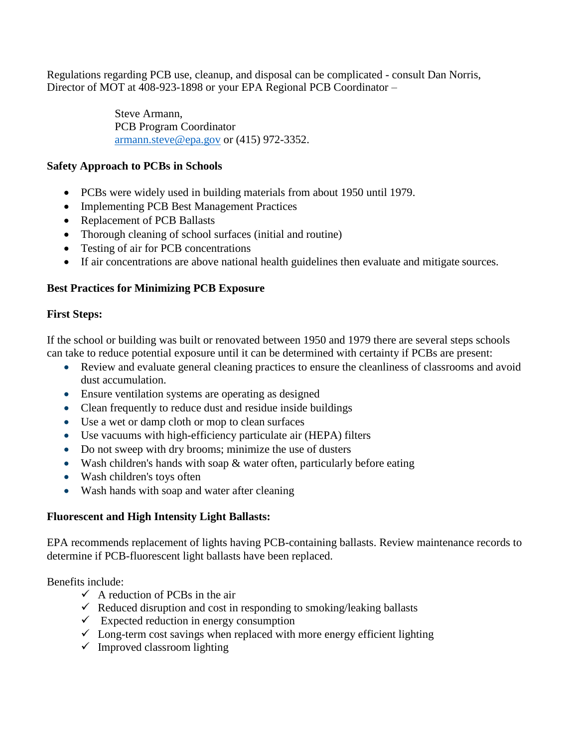Regulations regarding PCB use, cleanup, and disposal can be complicated - consult Dan Norris, Director of MOT at 408-923-1898 or your EPA Regional PCB Coordinator –

> Steve Armann,
> PCB Program Coordinator
> armann.steve@epa.gov or (415) 972-3352.

**Safety Approach to PCBs in Schools**

- PCBs were widely used in building materials from about 1950 until 1979.
- Implementing PCB Best Management Practices
- Replacement of PCB Ballasts
- Thorough cleaning of school surfaces (initial and routine)
- Testing of air for PCB concentrations
- If air concentrations are above national health guidelines then evaluate and mitigate sources.

**Best Practices for Minimizing PCB Exposure**

**First Steps:**

If the school or building was built or renovated between 1950 and 1979 there are several steps schools can take to reduce potential exposure until it can be determined with certainty if PCBs are present:

- Review and evaluate general cleaning practices to ensure the cleanliness of classrooms and avoid dust accumulation.
- Ensure ventilation systems are operating as designed
- Clean frequently to reduce dust and residue inside buildings
- Use a wet or damp cloth or mop to clean surfaces
- Use vacuums with high-efficiency particulate air (HEPA) filters
- Do not sweep with dry brooms; minimize the use of dusters
- Wash children's hands with soap & water often, particularly before eating
- Wash children's toys often
- Wash hands with soap and water after cleaning

**Fluorescent and High Intensity Light Ballasts:**

EPA recommends replacement of lights having PCB-containing ballasts. Review maintenance records to determine if PCB-fluorescent light ballasts have been replaced.

Benefits include:

- ✓ A reduction of PCBs in the air
- ✓ Reduced disruption and cost in responding to smoking/leaking ballasts
- ✓ Expected reduction in energy consumption
- ✓ Long-term cost savings when replaced with more energy efficient lighting
- ✓ Improved classroom lighting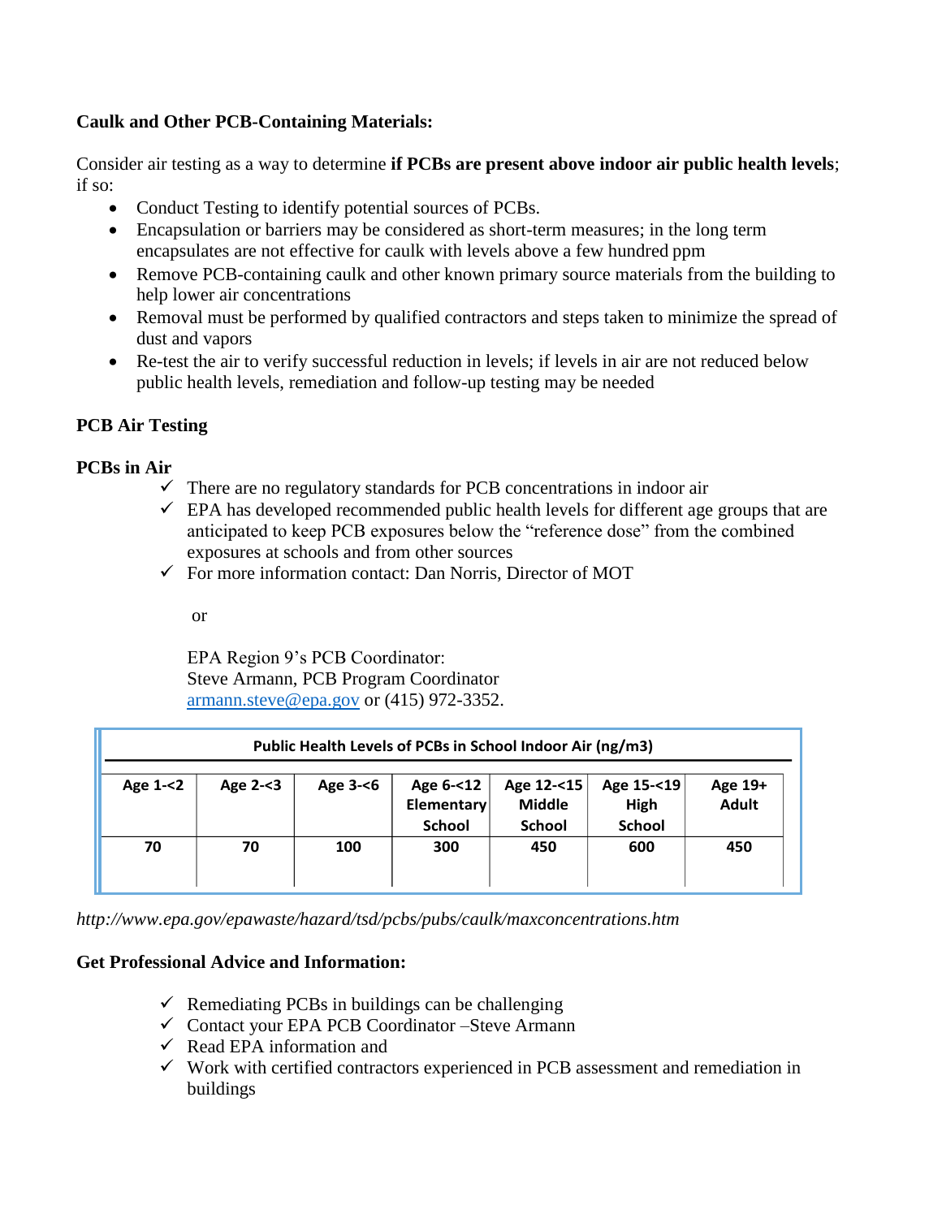**Caulk and Other PCB-Containing Materials:**

Consider air testing as a way to determine **if PCBs are present above indoor air public health levels**; if so:

- Conduct Testing to identify potential sources of PCBs.
- Encapsulation or barriers may be considered as short-term measures; in the long term encapsulates are not effective for caulk with levels above a few hundred ppm
- Remove PCB-containing caulk and other known primary source materials from the building to help lower air concentrations
- Removal must be performed by qualified contractors and steps taken to minimize the spread of dust and vapors
- Re-test the air to verify successful reduction in levels; if levels in air are not reduced below public health levels, remediation and follow-up testing may be needed

**PCB Air Testing**

**PCBs in Air**

- ✓ There are no regulatory standards for PCB concentrations in indoor air
- ✓ EPA has developed recommended public health levels for different age groups that are anticipated to keep PCB exposures below the "reference dose" from the combined exposures at schools and from other sources
- ✓ For more information contact: Dan Norris, Director of MOT

  or

  EPA Region 9's PCB Coordinator:
  Steve Armann, PCB Program Coordinator
  armann.steve@epa.gov or (415) 972-3352.

**Public Health Levels of PCBs in School Indoor Air (ng/m3)**

| Age 1-<2 | Age 2-<3 | Age 3-<6 | Age 6-<12 Elementary School | Age 12-<15 Middle School | Age 15-<19 High School | Age 19+ Adult |
|---|---|---|---|---|---|---|
| 70 | 70 | 100 | 300 | 450 | 600 | 450 |

*http://www.epa.gov/epawaste/hazard/tsd/pcbs/pubs/caulk/maxconcentrations.htm*

**Get Professional Advice and Information:**

- ✓ Remediating PCBs in buildings can be challenging
- ✓ Contact your EPA PCB Coordinator –Steve Armann
- ✓ Read EPA information and
- ✓ Work with certified contractors experienced in PCB assessment and remediation in buildings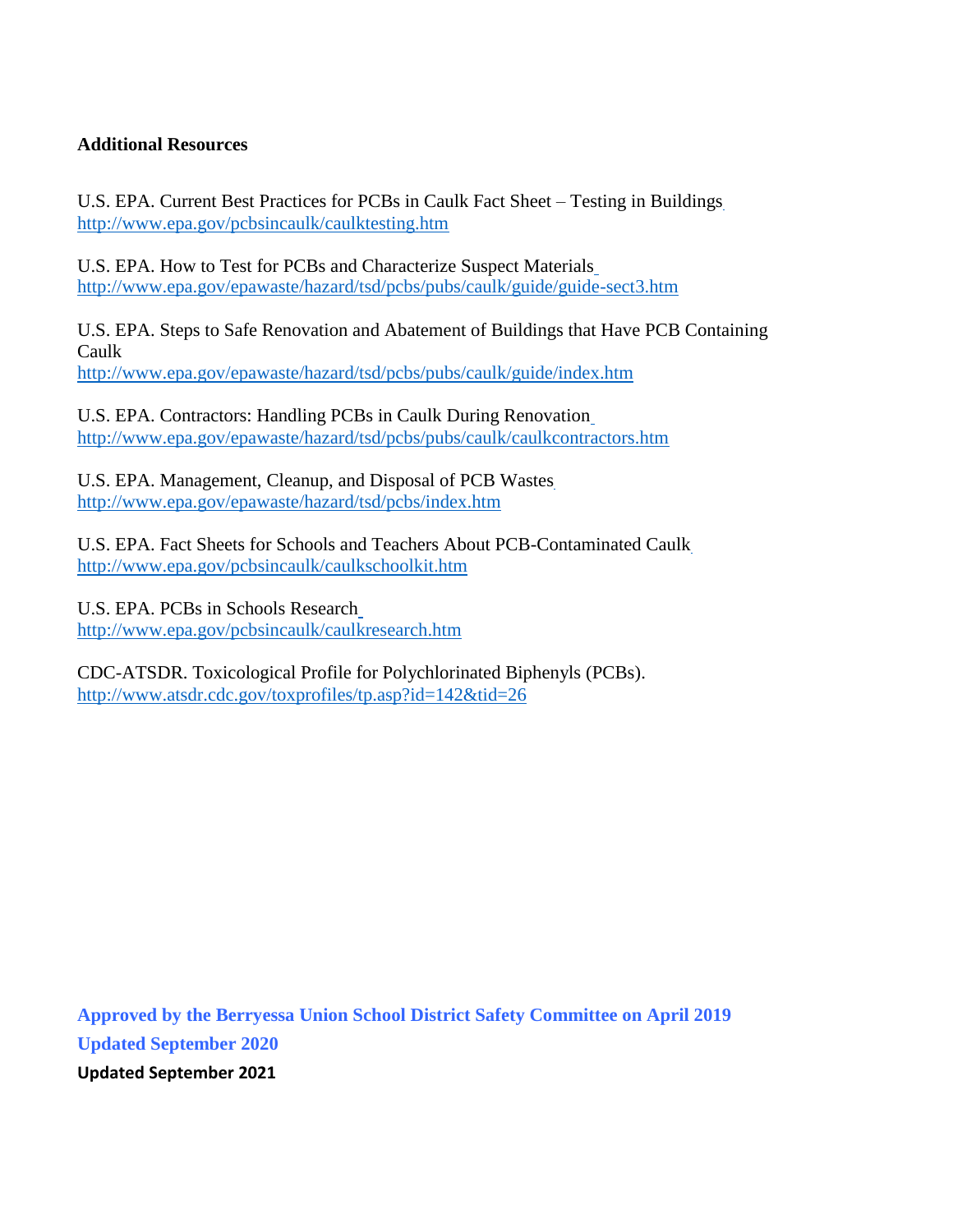**Additional Resources**

U.S. EPA. Current Best Practices for PCBs in Caulk Fact Sheet – Testing in Buildings
http://www.epa.gov/pcbsincaulk/caulktesting.htm

U.S. EPA. How to Test for PCBs and Characterize Suspect Materials
http://www.epa.gov/epawaste/hazard/tsd/pcbs/pubs/caulk/guide/guide-sect3.htm

U.S. EPA. Steps to Safe Renovation and Abatement of Buildings that Have PCB Containing Caulk
http://www.epa.gov/epawaste/hazard/tsd/pcbs/pubs/caulk/guide/index.htm

U.S. EPA. Contractors: Handling PCBs in Caulk During Renovation
http://www.epa.gov/epawaste/hazard/tsd/pcbs/pubs/caulk/caulkcontractors.htm

U.S. EPA. Management, Cleanup, and Disposal of PCB Wastes
http://www.epa.gov/epawaste/hazard/tsd/pcbs/index.htm

U.S. EPA. Fact Sheets for Schools and Teachers About PCB-Contaminated Caulk
http://www.epa.gov/pcbsincaulk/caulkschoolkit.htm

U.S. EPA. PCBs in Schools Research
http://www.epa.gov/pcbsincaulk/caulkresearch.htm

CDC-ATSDR. Toxicological Profile for Polychlorinated Biphenyls (PCBs).
http://www.atsdr.cdc.gov/toxprofiles/tp.asp?id=142&tid=26

**Approved by the Berryessa Union School District Safety Committee on April 2019**

**Updated September 2020**

**Updated September 2021**